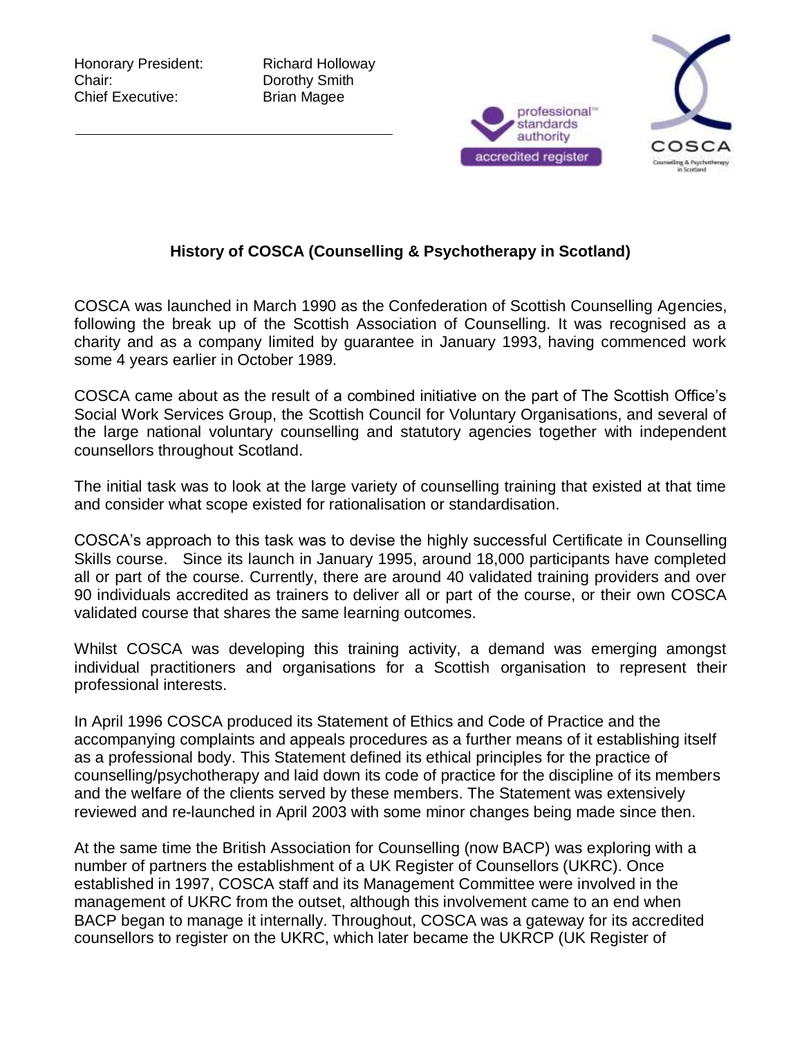Honorary President: Richard Holloway
Chair: Dorothy Smith
Chief Executive: Brian Magee

## History of COSCA (Counselling & Psychotherapy in Scotland)

COSCA was launched in March 1990 as the Confederation of Scottish Counselling Agencies, following the break up of the Scottish Association of Counselling. It was recognised as a charity and as a company limited by guarantee in January 1993, having commenced work some 4 years earlier in October 1989.

COSCA came about as the result of a combined initiative on the part of The Scottish Office's Social Work Services Group, the Scottish Council for Voluntary Organisations, and several of the large national voluntary counselling and statutory agencies together with independent counsellors throughout Scotland.

The initial task was to look at the large variety of counselling training that existed at that time and consider what scope existed for rationalisation or standardisation.

COSCA's approach to this task was to devise the highly successful Certificate in Counselling Skills course. Since its launch in January 1995, around 18,000 participants have completed all or part of the course. Currently, there are around 40 validated training providers and over 90 individuals accredited as trainers to deliver all or part of the course, or their own COSCA validated course that shares the same learning outcomes.

Whilst COSCA was developing this training activity, a demand was emerging amongst individual practitioners and organisations for a Scottish organisation to represent their professional interests.

In April 1996 COSCA produced its Statement of Ethics and Code of Practice and the accompanying complaints and appeals procedures as a further means of it establishing itself as a professional body. This Statement defined its ethical principles for the practice of counselling/psychotherapy and laid down its code of practice for the discipline of its members and the welfare of the clients served by these members. The Statement was extensively reviewed and re-launched in April 2003 with some minor changes being made since then.

At the same time the British Association for Counselling (now BACP) was exploring with a number of partners the establishment of a UK Register of Counsellors (UKRC). Once established in 1997, COSCA staff and its Management Committee were involved in the management of UKRC from the outset, although this involvement came to an end when BACP began to manage it internally. Throughout, COSCA was a gateway for its accredited counsellors to register on the UKRC, which later became the UKRCP (UK Register of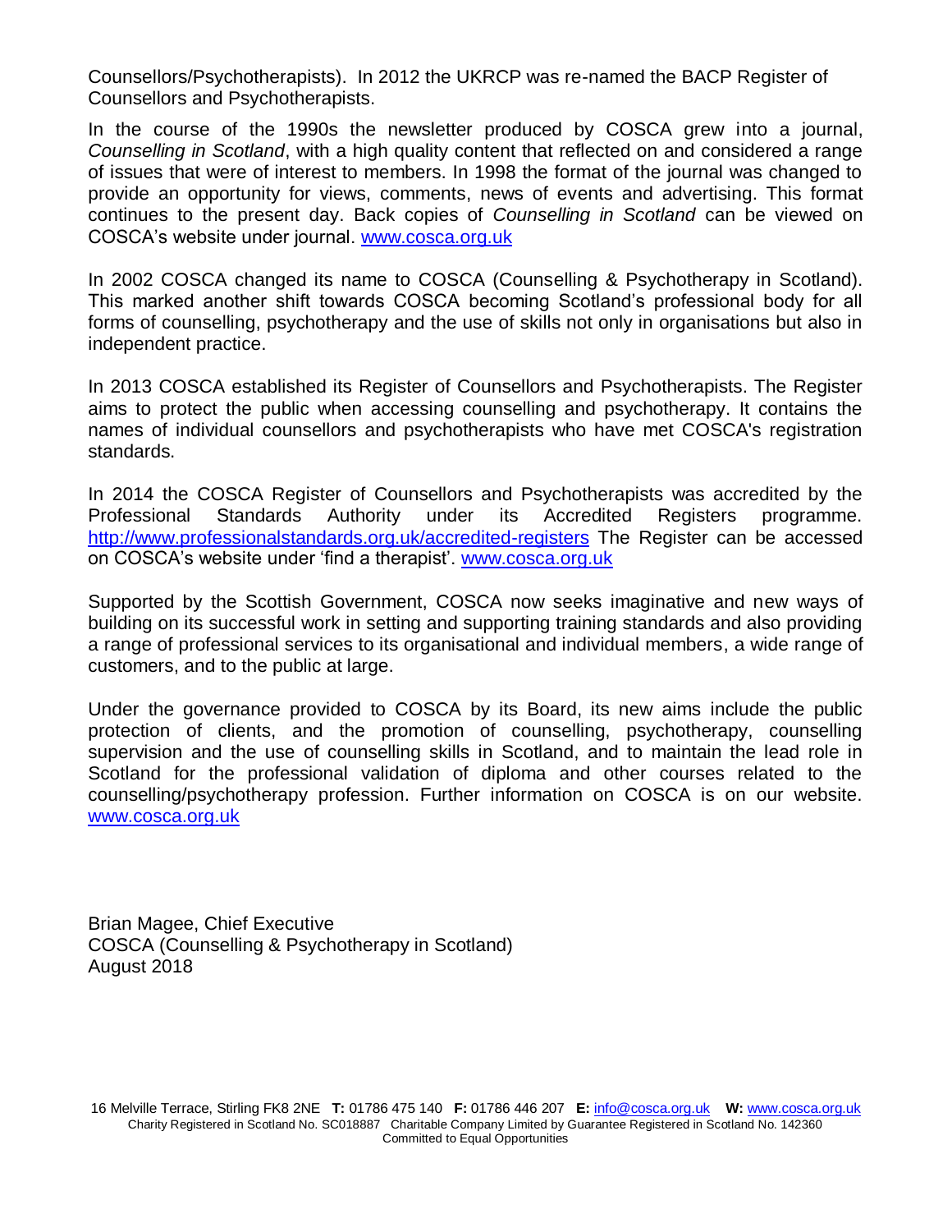Counsellors/Psychotherapists). In 2012 the UKRCP was re-named the BACP Register of Counsellors and Psychotherapists.

In the course of the 1990s the newsletter produced by COSCA grew into a journal, *Counselling in Scotland*, with a high quality content that reflected on and considered a range of issues that were of interest to members. In 1998 the format of the journal was changed to provide an opportunity for views, comments, news of events and advertising. This format continues to the present day. Back copies of *Counselling in Scotland* can be viewed on COSCA's website under journal. [www.cosca.org.uk](http://www.cosca.org.uk)

In 2002 COSCA changed its name to COSCA (Counselling & Psychotherapy in Scotland). This marked another shift towards COSCA becoming Scotland's professional body for all forms of counselling, psychotherapy and the use of skills not only in organisations but also in independent practice.

In 2013 COSCA established its Register of Counsellors and Psychotherapists. The Register aims to protect the public when accessing counselling and psychotherapy. It contains the names of individual counsellors and psychotherapists who have met COSCA's registration standards.

In 2014 the COSCA Register of Counsellors and Psychotherapists was accredited by the Professional Standards Authority under its Accredited Registers programme. [http://www.professionalstandards.org.uk/accredited-registers](http://www.professionalstandards.org.uk/accredited-registers) The Register can be accessed on COSCA's website under 'find a therapist'. [www.cosca.org.uk](http://www.cosca.org.uk)

Supported by the Scottish Government, COSCA now seeks imaginative and new ways of building on its successful work in setting and supporting training standards and also providing a range of professional services to its organisational and individual members, a wide range of customers, and to the public at large.

Under the governance provided to COSCA by its Board, its new aims include the public protection of clients, and the promotion of counselling, psychotherapy, counselling supervision and the use of counselling skills in Scotland, and to maintain the lead role in Scotland for the professional validation of diploma and other courses related to the counselling/psychotherapy profession. Further information on COSCA is on our website. [www.cosca.org.uk](http://www.cosca.org.uk)

Brian Magee, Chief Executive
COSCA (Counselling & Psychotherapy in Scotland)
August 2018

16 Melville Terrace, Stirling FK8 2NE **T:** 01786 475 140 **F:** 01786 446 207 **E:** [info@cosca.org.uk](mailto:info@cosca.org.uk) **W:** [www.cosca.org.uk](http://www.cosca.org.uk)
Charity Registered in Scotland No. SC018887 Charitable Company Limited by Guarantee Registered in Scotland No. 142360
Committed to Equal Opportunities